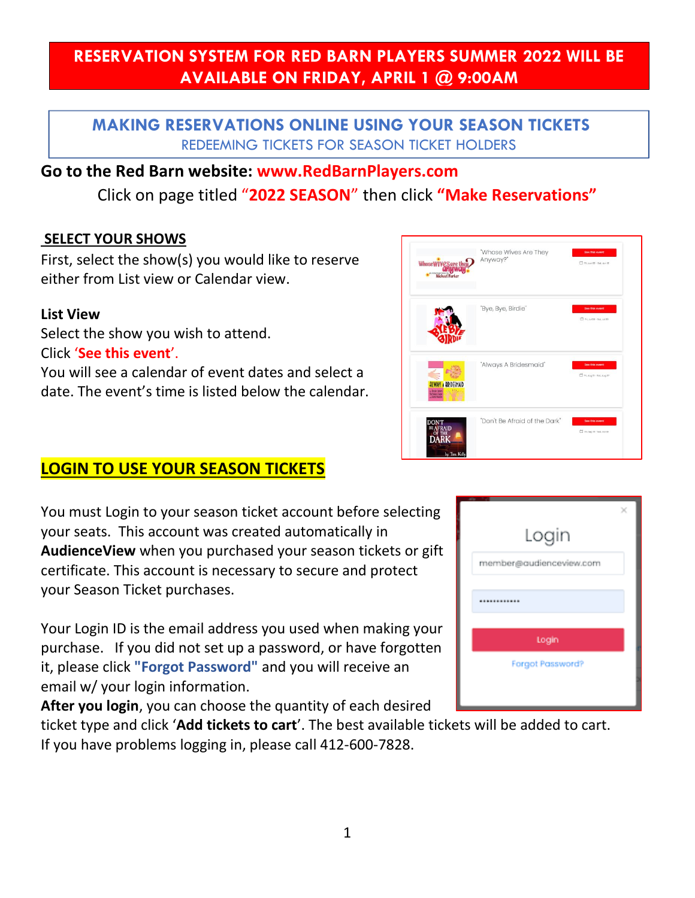# RESERVATION SYSTEM FOR RED BARN PLAYERS SUMMER 2022 WILL BE AVAILABLE ON FRIDAY, APRIL 1 @ 9:00AM

## MAKING RESERVATIONS ONLINE USING YOUR SEASON TICKETS

REDEEMING TICKETS FOR SEASON TICKET HOLDERS

**Go to the Red Barn website: www.RedBarnPlayers.com**

Click on page titled "**2022 SEASON**" then click **"Make Reservations"**

### SELECT YOUR SHOWS

First, select the show(s) you would like to reserve either from List view or Calendar view.

**List View**

Select the show you wish to attend.

Click '**See this event**'.

You will see a calendar of event dates and select a date. The event's time is listed below the calendar.

### LOGIN TO USE YOUR SEASON TICKETS

You must Login to your season ticket account before selecting your seats. This account was created automatically in **AudienceView** when you purchased your season tickets or gift certificate. This account is necessary to secure and protect your Season Ticket purchases.

Your Login ID is the email address you used when making your purchase. If you did not set up a password, or have forgotten it, please click **"Forgot Password"** and you will receive an email w/ your login information.

**After you login**, you can choose the quantity of each desired ticket type and click '**Add tickets to cart**'. The best available tickets will be added to cart. If you have problems logging in, please call 412-600-7828.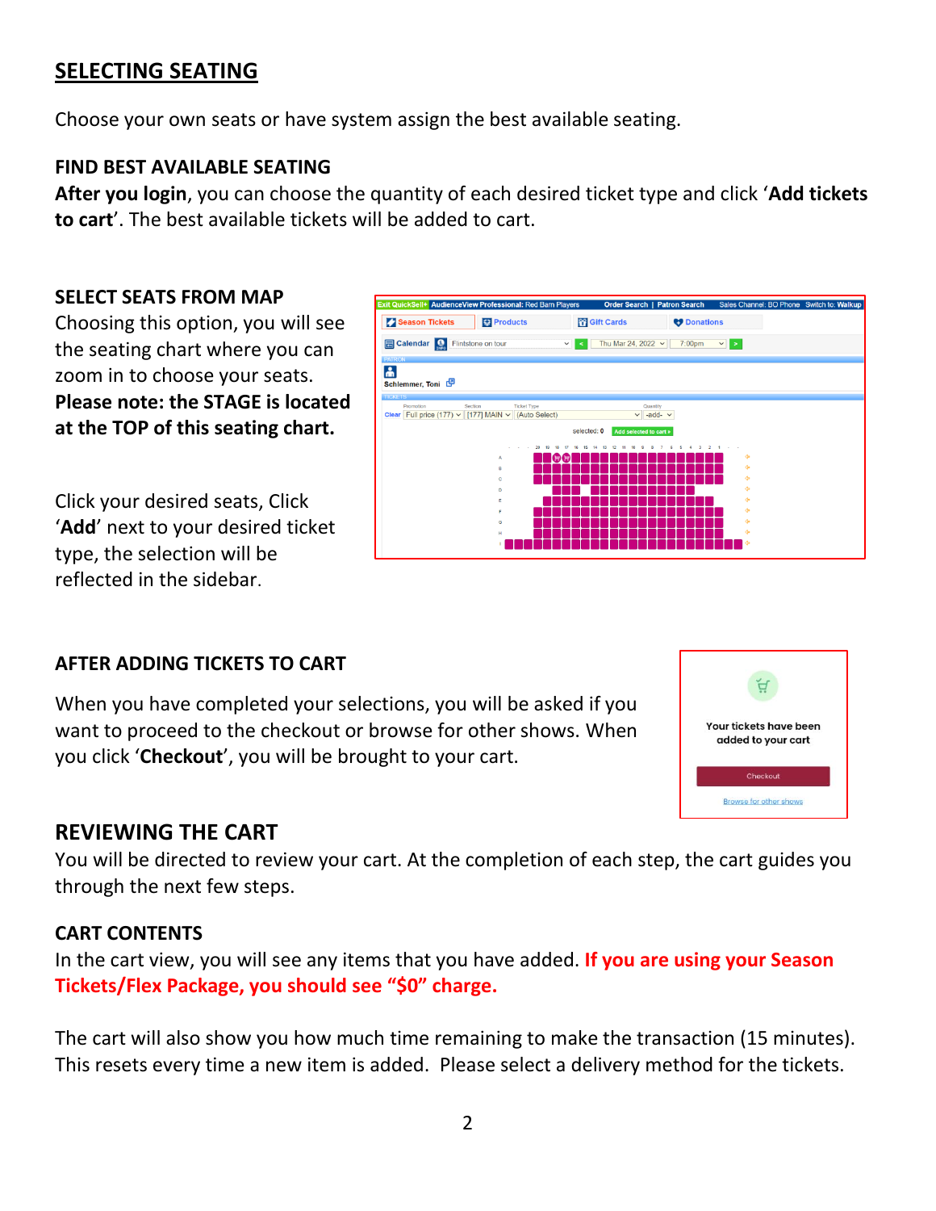## SELECTING SEATING

Choose your own seats or have system assign the best available seating.

### FIND BEST AVAILABLE SEATING

**After you login**, you can choose the quantity of each desired ticket type and click '**Add tickets to cart**'. The best available tickets will be added to cart.

### SELECT SEATS FROM MAP

Choosing this option, you will see the seating chart where you can zoom in to choose your seats. **Please note: the STAGE is located at the TOP of this seating chart.**

Click your desired seats, Click '**Add**' next to your desired ticket type, the selection will be reflected in the sidebar.

### AFTER ADDING TICKETS TO CART

When you have completed your selections, you will be asked if you want to proceed to the checkout or browse for other shows. When you click '**Checkout**', you will be brought to your cart.

## REVIEWING THE CART

You will be directed to review your cart. At the completion of each step, the cart guides you through the next few steps.

### CART CONTENTS

In the cart view, you will see any items that you have added. **If you are using your Season Tickets/Flex Package, you should see "$0" charge.**

The cart will also show you how much time remaining to make the transaction (15 minutes). This resets every time a new item is added. Please select a delivery method for the tickets.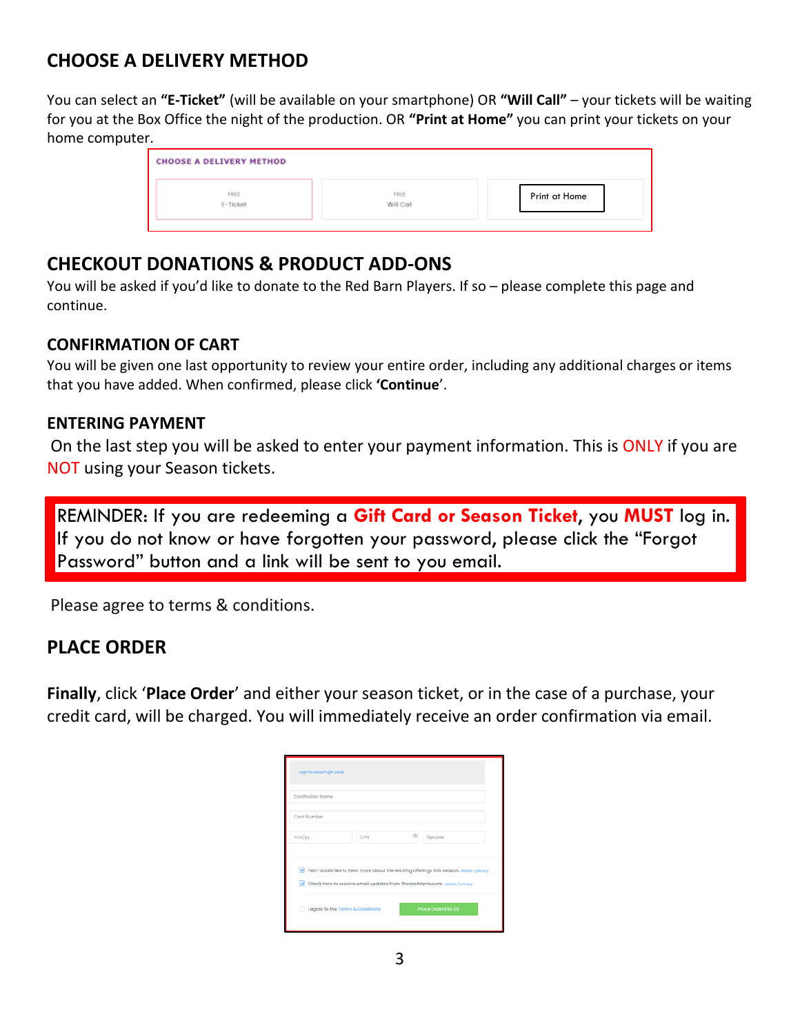## CHOOSE A DELIVERY METHOD

You can select an **"E-Ticket"** (will be available on your smartphone) OR **"Will Call"** – your tickets will be waiting for you at the Box Office the night of the production. OR **"Print at Home"** you can print your tickets on your home computer.

CHOOSE A DELIVERY METHOD

FREE
E-Ticket

FREE
Will Call

Print at Home

## CHECKOUT DONATIONS & PRODUCT ADD-ONS

You will be asked if you'd like to donate to the Red Barn Players. If so – please complete this page and continue.

### CONFIRMATION OF CART

You will be given one last opportunity to review your entire order, including any additional charges or items that you have added. When confirmed, please click '**Continue**'.

### ENTERING PAYMENT

On the last step you will be asked to enter your payment information. This is ONLY if you are NOT using your Season tickets.

REMINDER: If you are redeeming a **Gift Card or Season Ticket**, you **MUST** log in. If you do not know or have forgotten your password, please click the "Forgot Password" button and a link will be sent to you email.

Please agree to terms & conditions.

## PLACE ORDER

**Finally**, click '**Place Order**' and either your season ticket, or in the case of a purchase, your credit card, will be charged. You will immediately receive an order confirmation via email.

Login to redeem gift cards

Cardholder Name

Card Number

mm/yy

CVV

Zipcode

Yes! I would like to hear more about the exciting offerings this season. details | privacy

Check here to receive email updates from TheaterMania.com. details / privacy

I agree to the Terms & Conditions

Place Order $99.00